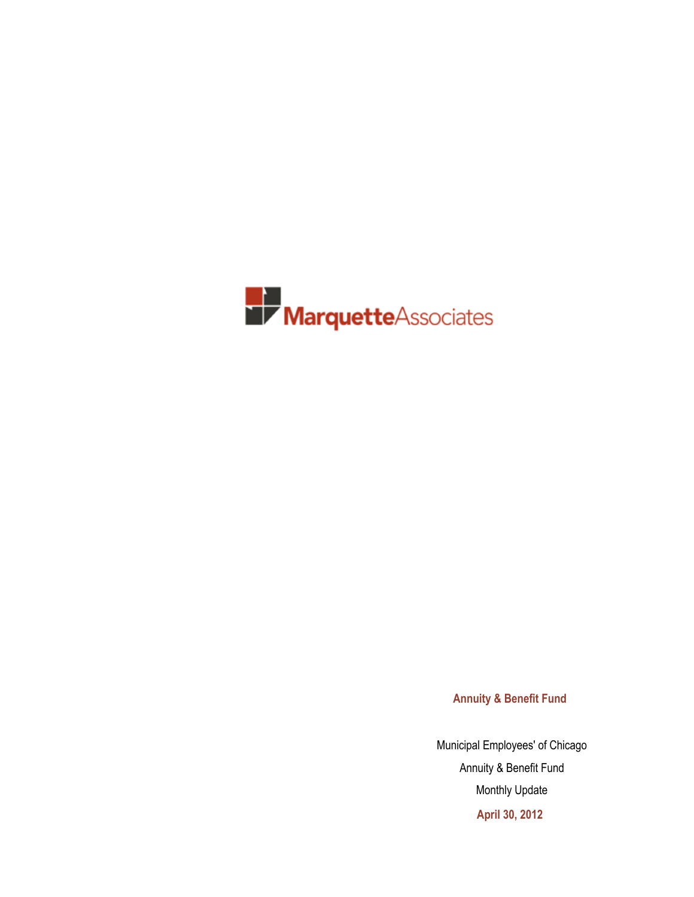MarquetteAssociates

**Annuity & Benefit Fund**

Municipal Employees' of Chicago

Annuity & Benefit Fund

Monthly Update

**April 30, 2012**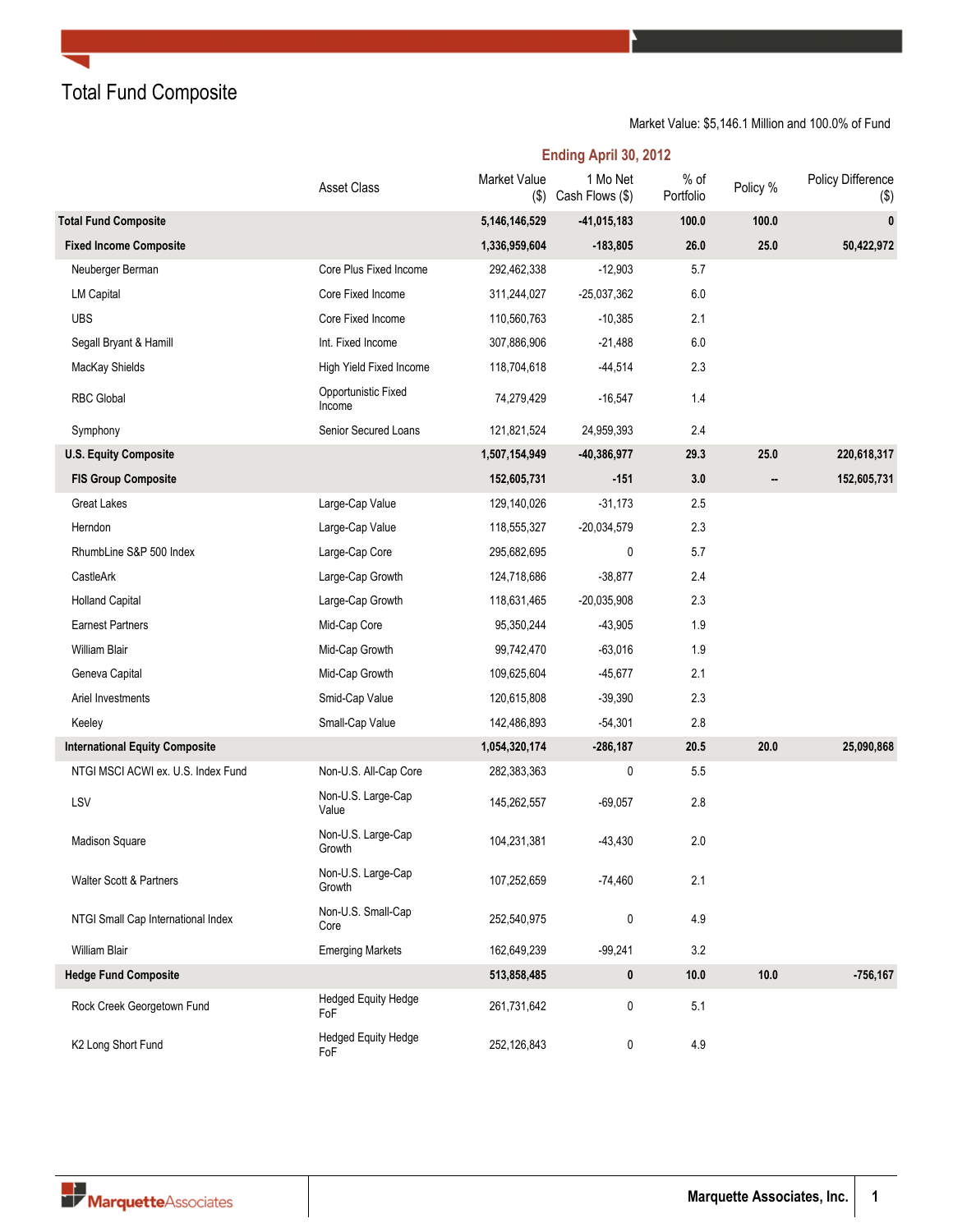# Total Fund Composite

Market Value: $5,146.1 Million and 100.0% of Fund

| | Asset Class | Market Value ($) | 1 Mo Net Cash Flows ($) | % of Portfolio | Policy % | Policy Difference ($) |
|---|---|---|---|---|---|---|
| | | **Ending April 30, 2012** | | | | |
| **Total Fund Composite** | | **5,146,146,529** | **-41,015,183** | **100.0** | **100.0** | **0** |
| **Fixed Income Composite** | | **1,336,959,604** | **-183,805** | **26.0** | **25.0** | **50,422,972** |
| Neuberger Berman | Core Plus Fixed Income | 292,462,338 | -12,903 | 5.7 | | |
| LM Capital | Core Fixed Income | 311,244,027 | -25,037,362 | 6.0 | | |
| UBS | Core Fixed Income | 110,560,763 | -10,385 | 2.1 | | |
| Segall Bryant & Hamill | Int. Fixed Income | 307,886,906 | -21,488 | 6.0 | | |
| MacKay Shields | High Yield Fixed Income | 118,704,618 | -44,514 | 2.3 | | |
| RBC Global | Opportunistic Fixed Income | 74,279,429 | -16,547 | 1.4 | | |
| Symphony | Senior Secured Loans | 121,821,524 | 24,959,393 | 2.4 | | |
| **U.S. Equity Composite** | | **1,507,154,949** | **-40,386,977** | **29.3** | **25.0** | **220,618,317** |
| **FIS Group Composite** | | **152,605,731** | **-151** | **3.0** | **--** | **152,605,731** |
| Great Lakes | Large-Cap Value | 129,140,026 | -31,173 | 2.5 | | |
| Herndon | Large-Cap Value | 118,555,327 | -20,034,579 | 2.3 | | |
| RhumbLine S&P 500 Index | Large-Cap Core | 295,682,695 | 0 | 5.7 | | |
| CastleArk | Large-Cap Growth | 124,718,686 | -38,877 | 2.4 | | |
| Holland Capital | Large-Cap Growth | 118,631,465 | -20,035,908 | 2.3 | | |
| Earnest Partners | Mid-Cap Core | 95,350,244 | -43,905 | 1.9 | | |
| William Blair | Mid-Cap Growth | 99,742,470 | -63,016 | 1.9 | | |
| Geneva Capital | Mid-Cap Growth | 109,625,604 | -45,677 | 2.1 | | |
| Ariel Investments | Smid-Cap Value | 120,615,808 | -39,390 | 2.3 | | |
| Keeley | Small-Cap Value | 142,486,893 | -54,301 | 2.8 | | |
| **International Equity Composite** | | **1,054,320,174** | **-286,187** | **20.5** | **20.0** | **25,090,868** |
| NTGI MSCI ACWI ex. U.S. Index Fund | Non-U.S. All-Cap Core | 282,383,363 | 0 | 5.5 | | |
| LSV | Non-U.S. Large-Cap Value | 145,262,557 | -69,057 | 2.8 | | |
| Madison Square | Non-U.S. Large-Cap Growth | 104,231,381 | -43,430 | 2.0 | | |
| Walter Scott & Partners | Non-U.S. Large-Cap Growth | 107,252,659 | -74,460 | 2.1 | | |
| NTGI Small Cap International Index | Non-U.S. Small-Cap Core | 252,540,975 | 0 | 4.9 | | |
| William Blair | Emerging Markets | 162,649,239 | -99,241 | 3.2 | | |
| **Hedge Fund Composite** | | **513,858,485** | **0** | **10.0** | **10.0** | **-756,167** |
| Rock Creek Georgetown Fund | Hedged Equity Hedge FoF | 261,731,642 | 0 | 5.1 | | |
| K2 Long Short Fund | Hedged Equity Hedge FoF | 252,126,843 | 0 | 4.9 | | |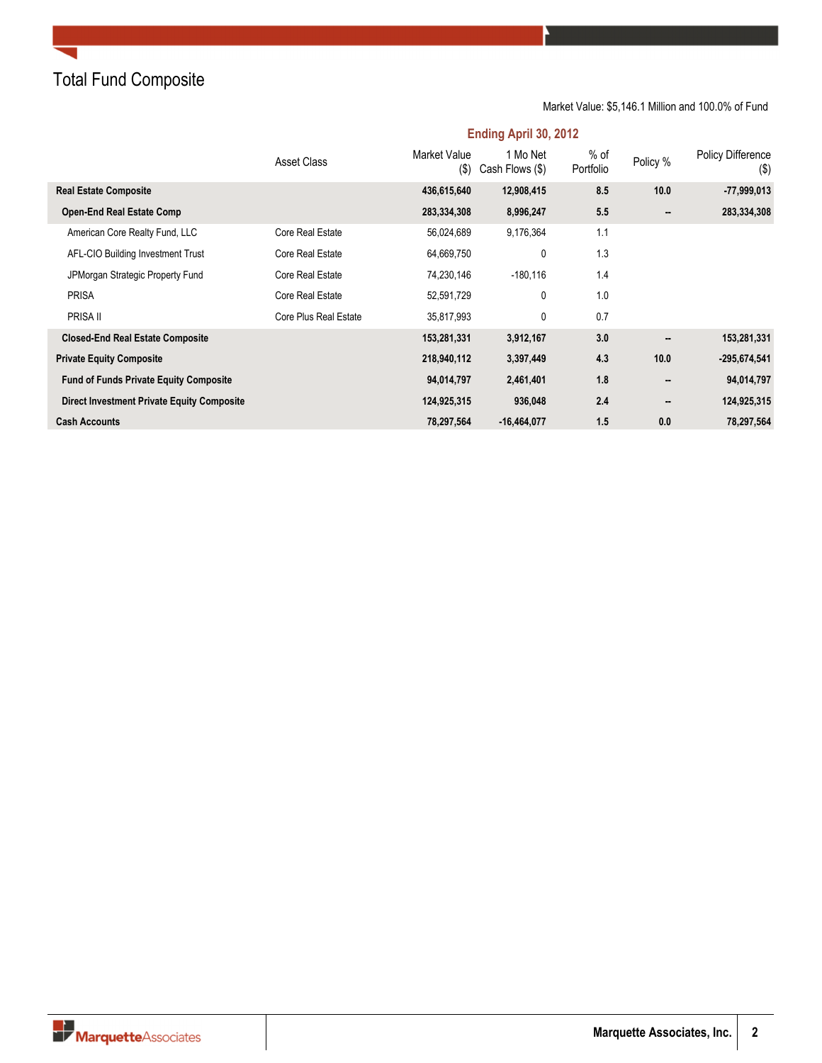# Total Fund Composite

Market Value: $5,146.1 Million and 100.0% of Fund

| | Asset Class | Market Value ($) | 1 Mo Net Cash Flows ($) | % of Portfolio | Policy % | Policy Difference ($) |
|---|---|---|---|---|---|---|
| | | **Ending April 30, 2012** | | | | |
| **Real Estate Composite** | | **436,615,640** | **12,908,415** | **8.5** | **10.0** | **-77,999,013** |
| **Open-End Real Estate Comp** | | **283,334,308** | **8,996,247** | **5.5** | **--** | **283,334,308** |
| American Core Realty Fund, LLC | Core Real Estate | 56,024,689 | 9,176,364 | 1.1 | | |
| AFL-CIO Building Investment Trust | Core Real Estate | 64,669,750 | 0 | 1.3 | | |
| JPMorgan Strategic Property Fund | Core Real Estate | 74,230,146 | -180,116 | 1.4 | | |
| PRISA | Core Real Estate | 52,591,729 | 0 | 1.0 | | |
| PRISA II | Core Plus Real Estate | 35,817,993 | 0 | 0.7 | | |
| **Closed-End Real Estate Composite** | | **153,281,331** | **3,912,167** | **3.0** | **--** | **153,281,331** |
| **Private Equity Composite** | | **218,940,112** | **3,397,449** | **4.3** | **10.0** | **-295,674,541** |
| **Fund of Funds Private Equity Composite** | | **94,014,797** | **2,461,401** | **1.8** | **--** | **94,014,797** |
| **Direct Investment Private Equity Composite** | | **124,925,315** | **936,048** | **2.4** | **--** | **124,925,315** |
| **Cash Accounts** | | **78,297,564** | **-16,464,077** | **1.5** | **0.0** | **78,297,564** |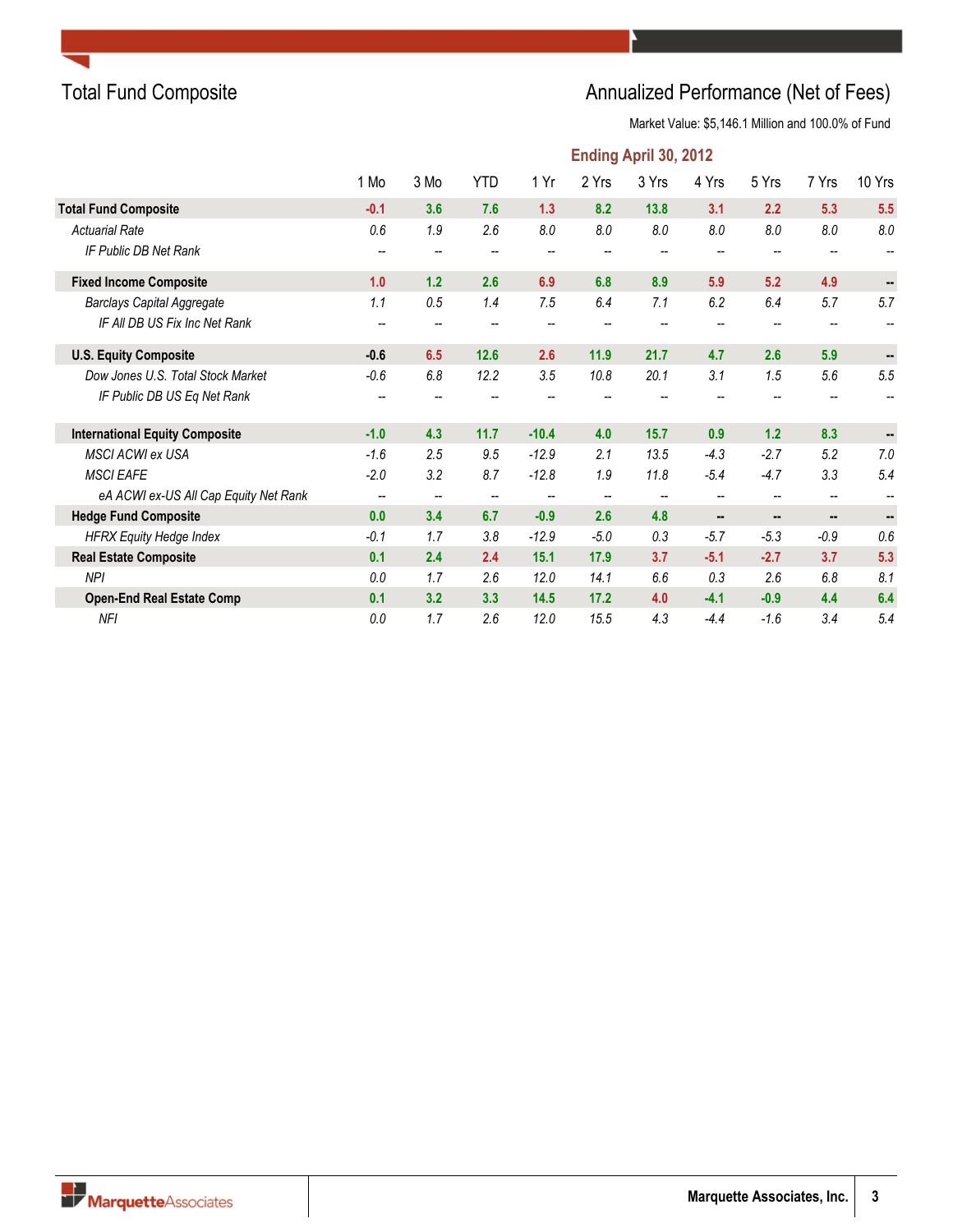# Total Fund Composite

## Annualized Performance (Net of Fees)

Market Value: $5,146.1 Million and 100.0% of Fund

**Ending April 30, 2012**

| | 1 Mo | 3 Mo | YTD | 1 Yr | 2 Yrs | 3 Yrs | 4 Yrs | 5 Yrs | 7 Yrs | 10 Yrs |
|---|---|---|---|---|---|---|---|---|---|---|
| **Total Fund Composite** | **-0.1** | **3.6** | **7.6** | **1.3** | **8.2** | **13.8** | **3.1** | **2.2** | **5.3** | **5.5** |
| *Actuarial Rate* | *0.6* | *1.9* | *2.6* | *8.0* | *8.0* | *8.0* | *8.0* | *8.0* | *8.0* | *8.0* |
| *IF Public DB Net Rank* | -- | -- | -- | -- | -- | -- | -- | -- | -- | -- |
| **Fixed Income Composite** | **1.0** | **1.2** | **2.6** | **6.9** | **6.8** | **8.9** | **5.9** | **5.2** | **4.9** | **--** |
| *Barclays Capital Aggregate* | *1.1* | *0.5* | *1.4* | *7.5* | *6.4* | *7.1* | *6.2* | *6.4* | *5.7* | *5.7* |
| *IF All DB US Fix Inc Net Rank* | -- | -- | -- | -- | -- | -- | -- | -- | -- | -- |
| **U.S. Equity Composite** | **-0.6** | **6.5** | **12.6** | **2.6** | **11.9** | **21.7** | **4.7** | **2.6** | **5.9** | **--** |
| *Dow Jones U.S. Total Stock Market* | *-0.6* | *6.8* | *12.2* | *3.5* | *10.8* | *20.1* | *3.1* | *1.5* | *5.6* | *5.5* |
| *IF Public DB US Eq Net Rank* | -- | -- | -- | -- | -- | -- | -- | -- | -- | -- |
| **International Equity Composite** | **-1.0** | **4.3** | **11.7** | **-10.4** | **4.0** | **15.7** | **0.9** | **1.2** | **8.3** | **--** |
| *MSCI ACWI ex USA* | *-1.6* | *2.5* | *9.5* | *-12.9* | *2.1* | *13.5* | *-4.3* | *-2.7* | *5.2* | *7.0* |
| *MSCI EAFE* | *-2.0* | *3.2* | *8.7* | *-12.8* | *1.9* | *11.8* | *-5.4* | *-4.7* | *3.3* | *5.4* |
| *eA ACWI ex-US All Cap Equity Net Rank* | -- | -- | -- | -- | -- | -- | -- | -- | -- | -- |
| **Hedge Fund Composite** | **0.0** | **3.4** | **6.7** | **-0.9** | **2.6** | **4.8** | **--** | **--** | **--** | **--** |
| *HFRX Equity Hedge Index* | *-0.1* | *1.7* | *3.8* | *-12.9* | *-5.0* | *0.3* | *-5.7* | *-5.3* | *-0.9* | *0.6* |
| **Real Estate Composite** | **0.1** | **2.4** | **2.4** | **15.1** | **17.9** | **3.7** | **-5.1** | **-2.7** | **3.7** | **5.3** |
| *NPI* | *0.0* | *1.7* | *2.6* | *12.0* | *14.1* | *6.6* | *0.3* | *2.6* | *6.8* | *8.1* |
| **Open-End Real Estate Comp** | **0.1** | **3.2** | **3.3** | **14.5** | **17.2** | **4.0** | **-4.1** | **-0.9** | **4.4** | **6.4** |
| *NFI* | *0.0* | *1.7* | *2.6* | *12.0* | *15.5* | *4.3* | *-4.4* | *-1.6* | *3.4* | *5.4* |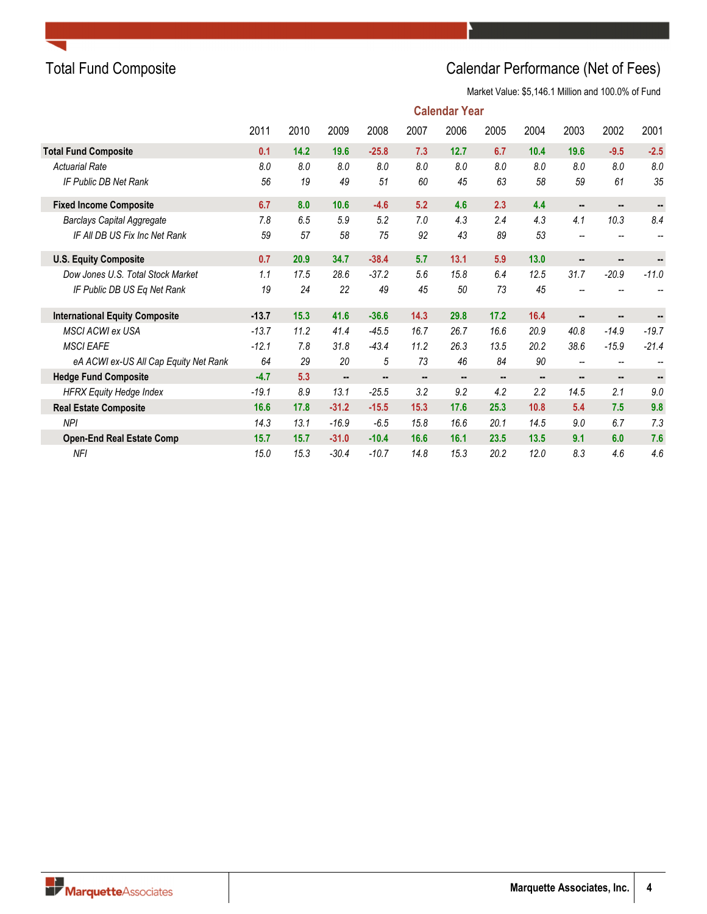# Total Fund Composite

## Calendar Performance (Net of Fees)

Market Value: $5,146.1 Million and 100.0% of Fund

| | Calendar Year | | | | | | | | | | |
|---|---|---|---|---|---|---|---|---|---|---|---|
| | 2011 | 2010 | 2009 | 2008 | 2007 | 2006 | 2005 | 2004 | 2003 | 2002 | 2001 |
| **Total Fund Composite** | **0.1** | **14.2** | **19.6** | **-25.8** | **7.3** | **12.7** | **6.7** | **10.4** | **19.6** | **-9.5** | **-2.5** |
| *Actuarial Rate* | *8.0* | *8.0* | *8.0* | *8.0* | *8.0* | *8.0* | *8.0* | *8.0* | *8.0* | *8.0* | *8.0* |
| *IF Public DB Net Rank* | *56* | *19* | *49* | *51* | *60* | *45* | *63* | *58* | *59* | *61* | *35* |
| **Fixed Income Composite** | **6.7** | **8.0** | **10.6** | **-4.6** | **5.2** | **4.6** | **2.3** | **4.4** | **--** | **--** | **--** |
| *Barclays Capital Aggregate* | *7.8* | *6.5* | *5.9* | *5.2* | *7.0* | *4.3* | *2.4* | *4.3* | *4.1* | *10.3* | *8.4* |
| *IF All DB US Fix Inc Net Rank* | *59* | *57* | *58* | *75* | *92* | *43* | *89* | *53* | *--* | *--* | *--* |
| **U.S. Equity Composite** | **0.7** | **20.9** | **34.7** | **-38.4** | **5.7** | **13.1** | **5.9** | **13.0** | **--** | **--** | **--** |
| *Dow Jones U.S. Total Stock Market* | *1.1* | *17.5* | *28.6* | *-37.2* | *5.6* | *15.8* | *6.4* | *12.5* | *31.7* | *-20.9* | *-11.0* |
| *IF Public DB US Eq Net Rank* | *19* | *24* | *22* | *49* | *45* | *50* | *73* | *45* | *--* | *--* | *--* |
| **International Equity Composite** | **-13.7** | **15.3** | **41.6** | **-36.6** | **14.3** | **29.8** | **17.2** | **16.4** | **--** | **--** | **--** |
| *MSCI ACWI ex USA* | *-13.7* | *11.2* | *41.4* | *-45.5* | *16.7* | *26.7* | *16.6* | *20.9* | *40.8* | *-14.9* | *-19.7* |
| *MSCI EAFE* | *-12.1* | *7.8* | *31.8* | *-43.4* | *11.2* | *26.3* | *13.5* | *20.2* | *38.6* | *-15.9* | *-21.4* |
| *eA ACWI ex-US All Cap Equity Net Rank* | *64* | *29* | *20* | *5* | *73* | *46* | *84* | *90* | *--* | *--* | *--* |
| **Hedge Fund Composite** | **-4.7** | **5.3** | **--** | **--** | **--** | **--** | **--** | **--** | **--** | **--** | **--** |
| *HFRX Equity Hedge Index* | *-19.1* | *8.9* | *13.1* | *-25.5* | *3.2* | *9.2* | *4.2* | *2.2* | *14.5* | *2.1* | *9.0* |
| **Real Estate Composite** | **16.6** | **17.8** | **-31.2** | **-15.5** | **15.3** | **17.6** | **25.3** | **10.8** | **5.4** | **7.5** | **9.8** |
| *NPI* | *14.3* | *13.1* | *-16.9* | *-6.5* | *15.8* | *16.6* | *20.1* | *14.5* | *9.0* | *6.7* | *7.3* |
| **Open-End Real Estate Comp** | **15.7** | **15.7** | **-31.0** | **-10.4** | **16.6** | **16.1** | **23.5** | **13.5** | **9.1** | **6.0** | **7.6** |
| *NFI* | *15.0* | *15.3* | *-30.4* | *-10.7* | *14.8* | *15.3* | *20.2* | *12.0* | *8.3* | *4.6* | *4.6* |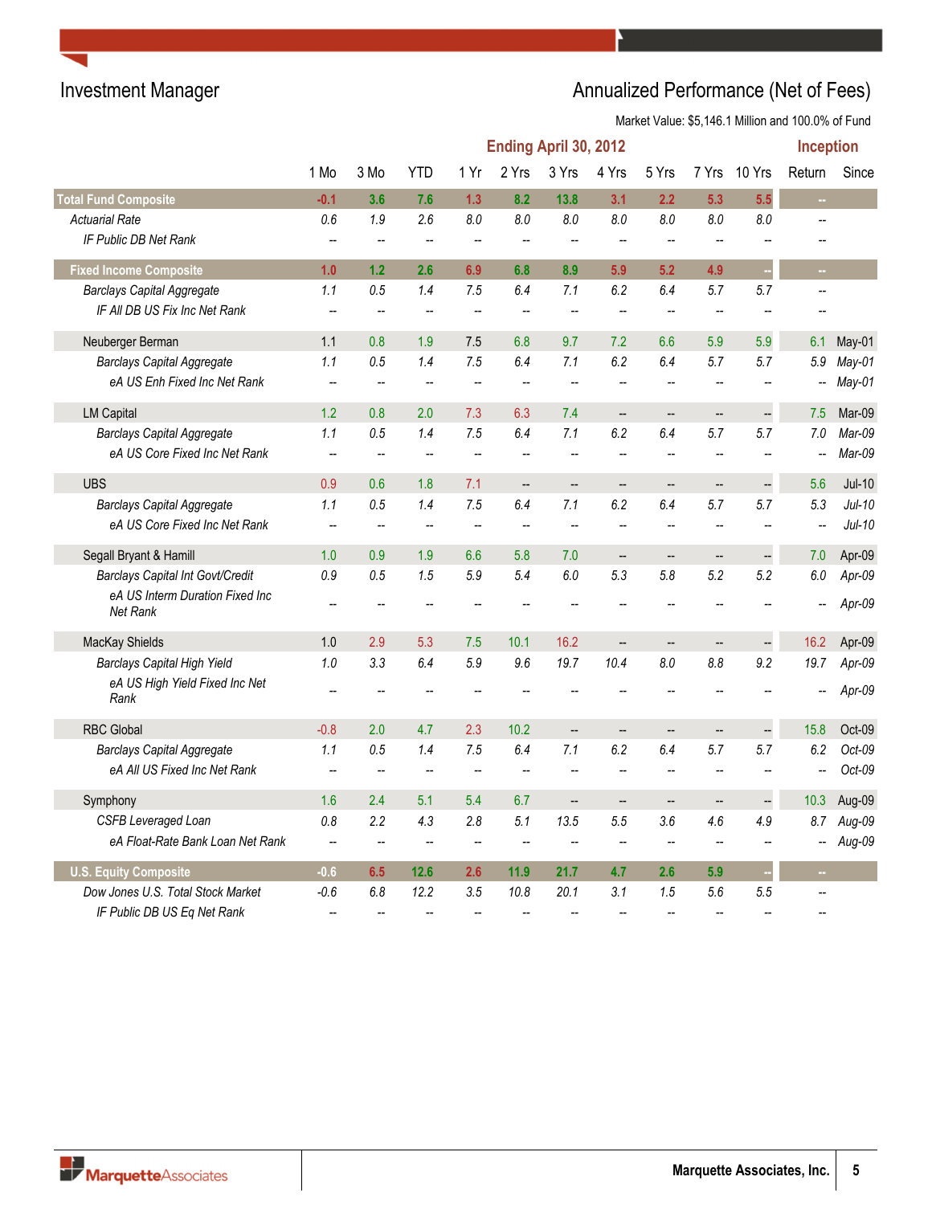# Investment Manager

## Annualized Performance (Net of Fees)

Market Value: $5,146.1 Million and 100.0% of Fund

| | Ending April 30, 2012 | | | | | | | | | | Inception | |
|---|---|---|---|---|---|---|---|---|---|---|---|---|
| | 1 Mo | 3 Mo | YTD | 1 Yr | 2 Yrs | 3 Yrs | 4 Yrs | 5 Yrs | 7 Yrs | 10 Yrs | Return | Since |
| **Total Fund Composite** | -0.1 | 3.6 | 7.6 | 1.3 | 8.2 | 13.8 | 3.1 | 2.2 | 5.3 | 5.5 | -- | |
| *Actuarial Rate* | 0.6 | 1.9 | 2.6 | 8.0 | 8.0 | 8.0 | 8.0 | 8.0 | 8.0 | 8.0 | -- | |
| *IF Public DB Net Rank* | -- | -- | -- | -- | -- | -- | -- | -- | -- | -- | -- | |
| **Fixed Income Composite** | 1.0 | 1.2 | 2.6 | 6.9 | 6.8 | 8.9 | 5.9 | 5.2 | 4.9 | -- | -- | |
| *Barclays Capital Aggregate* | 1.1 | 0.5 | 1.4 | 7.5 | 6.4 | 7.1 | 6.2 | 6.4 | 5.7 | 5.7 | -- | |
| *IF All DB US Fix Inc Net Rank* | -- | -- | -- | -- | -- | -- | -- | -- | -- | -- | -- | |
| Neuberger Berman | 1.1 | 0.8 | 1.9 | 7.5 | 6.8 | 9.7 | 7.2 | 6.6 | 5.9 | 5.9 | 6.1 | May-01 |
| *Barclays Capital Aggregate* | 1.1 | 0.5 | 1.4 | 7.5 | 6.4 | 7.1 | 6.2 | 6.4 | 5.7 | 5.7 | 5.9 | May-01 |
| *eA US Enh Fixed Inc Net Rank* | -- | -- | -- | -- | -- | -- | -- | -- | -- | -- | -- | May-01 |
| LM Capital | 1.2 | 0.8 | 2.0 | 7.3 | 6.3 | 7.4 | -- | -- | -- | -- | 7.5 | Mar-09 |
| *Barclays Capital Aggregate* | 1.1 | 0.5 | 1.4 | 7.5 | 6.4 | 7.1 | 6.2 | 6.4 | 5.7 | 5.7 | 7.0 | Mar-09 |
| *eA US Core Fixed Inc Net Rank* | -- | -- | -- | -- | -- | -- | -- | -- | -- | -- | -- | Mar-09 |
| UBS | 0.9 | 0.6 | 1.8 | 7.1 | -- | -- | -- | -- | -- | -- | 5.6 | Jul-10 |
| *Barclays Capital Aggregate* | 1.1 | 0.5 | 1.4 | 7.5 | 6.4 | 7.1 | 6.2 | 6.4 | 5.7 | 5.7 | 5.3 | Jul-10 |
| *eA US Core Fixed Inc Net Rank* | -- | -- | -- | -- | -- | -- | -- | -- | -- | -- | -- | Jul-10 |
| Segall Bryant & Hamill | 1.0 | 0.9 | 1.9 | 6.6 | 5.8 | 7.0 | -- | -- | -- | -- | 7.0 | Apr-09 |
| *Barclays Capital Int Govt/Credit* | 0.9 | 0.5 | 1.5 | 5.9 | 5.4 | 6.0 | 5.3 | 5.8 | 5.2 | 5.2 | 6.0 | Apr-09 |
| *eA US Interm Duration Fixed Inc Net Rank* | -- | -- | -- | -- | -- | -- | -- | -- | -- | -- | -- | Apr-09 |
| MacKay Shields | 1.0 | 2.9 | 5.3 | 7.5 | 10.1 | 16.2 | -- | -- | -- | -- | 16.2 | Apr-09 |
| *Barclays Capital High Yield* | 1.0 | 3.3 | 6.4 | 5.9 | 9.6 | 19.7 | 10.4 | 8.0 | 8.8 | 9.2 | 19.7 | Apr-09 |
| *eA US High Yield Fixed Inc Net Rank* | -- | -- | -- | -- | -- | -- | -- | -- | -- | -- | -- | Apr-09 |
| RBC Global | -0.8 | 2.0 | 4.7 | 2.3 | 10.2 | -- | -- | -- | -- | -- | 15.8 | Oct-09 |
| *Barclays Capital Aggregate* | 1.1 | 0.5 | 1.4 | 7.5 | 6.4 | 7.1 | 6.2 | 6.4 | 5.7 | 5.7 | 6.2 | Oct-09 |
| *eA All US Fixed Inc Net Rank* | -- | -- | -- | -- | -- | -- | -- | -- | -- | -- | -- | Oct-09 |
| Symphony | 1.6 | 2.4 | 5.1 | 5.4 | 6.7 | -- | -- | -- | -- | -- | 10.3 | Aug-09 |
| *CSFB Leveraged Loan* | 0.8 | 2.2 | 4.3 | 2.8 | 5.1 | 13.5 | 5.5 | 3.6 | 4.6 | 4.9 | 8.7 | Aug-09 |
| *eA Float-Rate Bank Loan Net Rank* | -- | -- | -- | -- | -- | -- | -- | -- | -- | -- | -- | Aug-09 |
| **U.S. Equity Composite** | -0.6 | 6.5 | 12.6 | 2.6 | 11.9 | 21.7 | 4.7 | 2.6 | 5.9 | -- | -- | |
| *Dow Jones U.S. Total Stock Market* | -0.6 | 6.8 | 12.2 | 3.5 | 10.8 | 20.1 | 3.1 | 1.5 | 5.6 | 5.5 | -- | |
| *IF Public DB US Eq Net Rank* | -- | -- | -- | -- | -- | -- | -- | -- | -- | -- | -- | |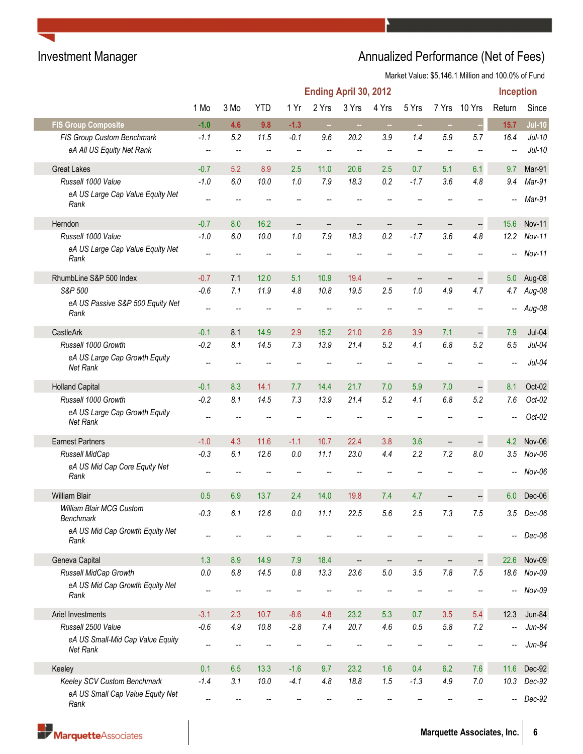# Investment Manager

## Annualized Performance (Net of Fees)

Market Value: $5,146.1 Million and 100.0% of Fund

| | Ending April 30, 2012 | | | | | | | | | | Inception | |
|---|---|---|---|---|---|---|---|---|---|---|---|---|
| | 1 Mo | 3 Mo | YTD | 1 Yr | 2 Yrs | 3 Yrs | 4 Yrs | 5 Yrs | 7 Yrs | 10 Yrs | Return | Since |
| **FIS Group Composite** | -1.0 | 4.6 | 9.8 | -1.3 | -- | -- | -- | -- | -- | -- | 15.7 | Jul-10 |
| *FIS Group Custom Benchmark* | -1.1 | 5.2 | 11.5 | -0.1 | 9.6 | 20.2 | 3.9 | 1.4 | 5.9 | 5.7 | 16.4 | Jul-10 |
| *eA All US Equity Net Rank* | -- | -- | -- | -- | -- | -- | -- | -- | -- | -- | -- | Jul-10 |
| Great Lakes | -0.7 | 5.2 | 8.9 | 2.5 | 11.0 | 20.6 | 2.5 | 0.7 | 5.1 | 6.1 | 9.7 | Mar-91 |
| *Russell 1000 Value* | -1.0 | 6.0 | 10.0 | 1.0 | 7.9 | 18.3 | 0.2 | -1.7 | 3.6 | 4.8 | 9.4 | Mar-91 |
| *eA US Large Cap Value Equity Net Rank* | -- | -- | -- | -- | -- | -- | -- | -- | -- | -- | -- | Mar-91 |
| Herndon | -0.7 | 8.0 | 16.2 | -- | -- | -- | -- | -- | -- | -- | 15.6 | Nov-11 |
| *Russell 1000 Value* | -1.0 | 6.0 | 10.0 | 1.0 | 7.9 | 18.3 | 0.2 | -1.7 | 3.6 | 4.8 | 12.2 | Nov-11 |
| *eA US Large Cap Value Equity Net Rank* | -- | -- | -- | -- | -- | -- | -- | -- | -- | -- | -- | Nov-11 |
| RhumbLine S&P 500 Index | -0.7 | 7.1 | 12.0 | 5.1 | 10.9 | 19.4 | -- | -- | -- | -- | 5.0 | Aug-08 |
| *S&P 500* | -0.6 | 7.1 | 11.9 | 4.8 | 10.8 | 19.5 | 2.5 | 1.0 | 4.9 | 4.7 | 4.7 | Aug-08 |
| *eA US Passive S&P 500 Equity Net Rank* | -- | -- | -- | -- | -- | -- | -- | -- | -- | -- | -- | Aug-08 |
| CastleArk | -0.1 | 8.1 | 14.9 | 2.9 | 15.2 | 21.0 | 2.6 | 3.9 | 7.1 | -- | 7.9 | Jul-04 |
| *Russell 1000 Growth* | -0.2 | 8.1 | 14.5 | 7.3 | 13.9 | 21.4 | 5.2 | 4.1 | 6.8 | 5.2 | 6.5 | Jul-04 |
| *eA US Large Cap Growth Equity Net Rank* | -- | -- | -- | -- | -- | -- | -- | -- | -- | -- | -- | Jul-04 |
| Holland Capital | -0.1 | 8.3 | 14.1 | 7.7 | 14.4 | 21.7 | 7.0 | 5.9 | 7.0 | -- | 8.1 | Oct-02 |
| *Russell 1000 Growth* | -0.2 | 8.1 | 14.5 | 7.3 | 13.9 | 21.4 | 5.2 | 4.1 | 6.8 | 5.2 | 7.6 | Oct-02 |
| *eA US Large Cap Growth Equity Net Rank* | -- | -- | -- | -- | -- | -- | -- | -- | -- | -- | -- | Oct-02 |
| Earnest Partners | -1.0 | 4.3 | 11.6 | -1.1 | 10.7 | 22.4 | 3.8 | 3.6 | -- | -- | 4.2 | Nov-06 |
| *Russell MidCap* | -0.3 | 6.1 | 12.6 | 0.0 | 11.1 | 23.0 | 4.4 | 2.2 | 7.2 | 8.0 | 3.5 | Nov-06 |
| *eA US Mid Cap Core Equity Net Rank* | -- | -- | -- | -- | -- | -- | -- | -- | -- | -- | -- | Nov-06 |
| William Blair | 0.5 | 6.9 | 13.7 | 2.4 | 14.0 | 19.8 | 7.4 | 4.7 | -- | -- | 6.0 | Dec-06 |
| *William Blair MCG Custom Benchmark* | -0.3 | 6.1 | 12.6 | 0.0 | 11.1 | 22.5 | 5.6 | 2.5 | 7.3 | 7.5 | 3.5 | Dec-06 |
| *eA US Mid Cap Growth Equity Net Rank* | -- | -- | -- | -- | -- | -- | -- | -- | -- | -- | -- | Dec-06 |
| Geneva Capital | 1.3 | 8.9 | 14.9 | 7.9 | 18.4 | -- | -- | -- | -- | -- | 22.6 | Nov-09 |
| *Russell MidCap Growth* | 0.0 | 6.8 | 14.5 | 0.8 | 13.3 | 23.6 | 5.0 | 3.5 | 7.8 | 7.5 | 18.6 | Nov-09 |
| *eA US Mid Cap Growth Equity Net Rank* | -- | -- | -- | -- | -- | -- | -- | -- | -- | -- | -- | Nov-09 |
| Ariel Investments | -3.1 | 2.3 | 10.7 | -8.6 | 4.8 | 23.2 | 5.3 | 0.7 | 3.5 | 5.4 | 12.3 | Jun-84 |
| *Russell 2500 Value* | -0.6 | 4.9 | 10.8 | -2.8 | 7.4 | 20.7 | 4.6 | 0.5 | 5.8 | 7.2 | -- | Jun-84 |
| *eA US Small-Mid Cap Value Equity Net Rank* | -- | -- | -- | -- | -- | -- | -- | -- | -- | -- | -- | Jun-84 |
| Keeley | 0.1 | 6.5 | 13.3 | -1.6 | 9.7 | 23.2 | 1.6 | 0.4 | 6.2 | 7.6 | 11.6 | Dec-92 |
| *Keeley SCV Custom Benchmark* | -1.4 | 3.1 | 10.0 | -4.1 | 4.8 | 18.8 | 1.5 | -1.3 | 4.9 | 7.0 | 10.3 | Dec-92 |
| *eA US Small Cap Value Equity Net Rank* | -- | -- | -- | -- | -- | -- | -- | -- | -- | -- | -- | Dec-92 |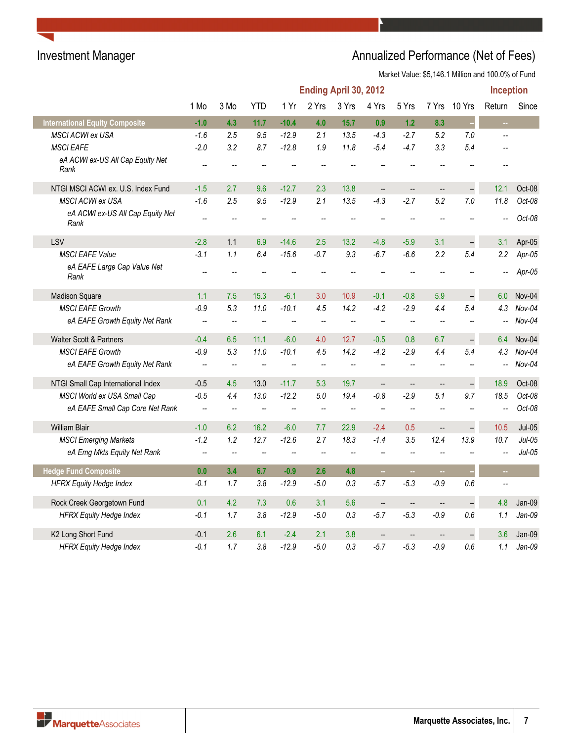## Investment Manager

## Annualized Performance (Net of Fees)

Market Value: $5,146.1 Million and 100.0% of Fund

| | Ending April 30, 2012 | | | | | | | | | | Inception | |
|---|---|---|---|---|---|---|---|---|---|---|---|---|
| | 1 Mo | 3 Mo | YTD | 1 Yr | 2 Yrs | 3 Yrs | 4 Yrs | 5 Yrs | 7 Yrs | 10 Yrs | Return | Since |
| **International Equity Composite** | **-1.0** | **4.3** | **11.7** | **-10.4** | **4.0** | **15.7** | **0.9** | **1.2** | **8.3** | -- | -- | |
| *MSCI ACWI ex USA* | *-1.6* | *2.5* | *9.5* | *-12.9* | *2.1* | *13.5* | *-4.3* | *-2.7* | *5.2* | *7.0* | -- | |
| *MSCI EAFE* | *-2.0* | *3.2* | *8.7* | *-12.8* | *1.9* | *11.8* | *-5.4* | *-4.7* | *3.3* | *5.4* | -- | |
| *eA ACWI ex-US All Cap Equity Net Rank* | -- | -- | -- | -- | -- | -- | -- | -- | -- | -- | -- | |
| NTGI MSCI ACWI ex. U.S. Index Fund | -1.5 | 2.7 | 9.6 | -12.7 | 2.3 | 13.8 | -- | -- | -- | -- | 12.1 | Oct-08 |
| *MSCI ACWI ex USA* | *-1.6* | *2.5* | *9.5* | *-12.9* | *2.1* | *13.5* | *-4.3* | *-2.7* | *5.2* | *7.0* | *11.8* | *Oct-08* |
| *eA ACWI ex-US All Cap Equity Net Rank* | -- | -- | -- | -- | -- | -- | -- | -- | -- | -- | -- | *Oct-08* |
| LSV | -2.8 | 1.1 | 6.9 | -14.6 | 2.5 | 13.2 | -4.8 | -5.9 | 3.1 | -- | 3.1 | Apr-05 |
| *MSCI EAFE Value* | *-3.1* | *1.1* | *6.4* | *-15.6* | *-0.7* | *9.3* | *-6.7* | *-6.6* | *2.2* | *5.4* | *2.2* | *Apr-05* |
| *eA EAFE Large Cap Value Net Rank* | -- | -- | -- | -- | -- | -- | -- | -- | -- | -- | -- | *Apr-05* |
| Madison Square | 1.1 | 7.5 | 15.3 | -6.1 | 3.0 | 10.9 | -0.1 | -0.8 | 5.9 | -- | 6.0 | Nov-04 |
| *MSCI EAFE Growth* | *-0.9* | *5.3* | *11.0* | *-10.1* | *4.5* | *14.2* | *-4.2* | *-2.9* | *4.4* | *5.4* | *4.3* | *Nov-04* |
| *eA EAFE Growth Equity Net Rank* | -- | -- | -- | -- | -- | -- | -- | -- | -- | -- | -- | *Nov-04* |
| Walter Scott & Partners | -0.4 | 6.5 | 11.1 | -6.0 | 4.0 | 12.7 | -0.5 | 0.8 | 6.7 | -- | 6.4 | Nov-04 |
| *MSCI EAFE Growth* | *-0.9* | *5.3* | *11.0* | *-10.1* | *4.5* | *14.2* | *-4.2* | *-2.9* | *4.4* | *5.4* | *4.3* | *Nov-04* |
| *eA EAFE Growth Equity Net Rank* | -- | -- | -- | -- | -- | -- | -- | -- | -- | -- | -- | *Nov-04* |
| NTGI Small Cap International Index | -0.5 | 4.5 | 13.0 | -11.7 | 5.3 | 19.7 | -- | -- | -- | -- | 18.9 | Oct-08 |
| *MSCI World ex USA Small Cap* | *-0.5* | *4.4* | *13.0* | *-12.2* | *5.0* | *19.4* | *-0.8* | *-2.9* | *5.1* | *9.7* | *18.5* | *Oct-08* |
| *eA EAFE Small Cap Core Net Rank* | -- | -- | -- | -- | -- | -- | -- | -- | -- | -- | -- | *Oct-08* |
| William Blair | -1.0 | 6.2 | 16.2 | -6.0 | 7.7 | 22.9 | -2.4 | 0.5 | -- | -- | 10.5 | Jul-05 |
| *MSCI Emerging Markets* | *-1.2* | *1.2* | *12.7* | *-12.6* | *2.7* | *18.3* | *-1.4* | *3.5* | *12.4* | *13.9* | *10.7* | *Jul-05* |
| *eA Emg Mkts Equity Net Rank* | -- | -- | -- | -- | -- | -- | -- | -- | -- | -- | -- | *Jul-05* |
| **Hedge Fund Composite** | **0.0** | **3.4** | **6.7** | **-0.9** | **2.6** | **4.8** | -- | -- | -- | -- | -- | |
| *HFRX Equity Hedge Index* | *-0.1* | *1.7* | *3.8* | *-12.9* | *-5.0* | *0.3* | *-5.7* | *-5.3* | *-0.9* | *0.6* | -- | |
| Rock Creek Georgetown Fund | 0.1 | 4.2 | 7.3 | 0.6 | 3.1 | 5.6 | -- | -- | -- | -- | 4.8 | Jan-09 |
| *HFRX Equity Hedge Index* | *-0.1* | *1.7* | *3.8* | *-12.9* | *-5.0* | *0.3* | *-5.7* | *-5.3* | *-0.9* | *0.6* | *1.1* | *Jan-09* |
| K2 Long Short Fund | -0.1 | 2.6 | 6.1 | -2.4 | 2.1 | 3.8 | -- | -- | -- | -- | 3.6 | Jan-09 |
| *HFRX Equity Hedge Index* | *-0.1* | *1.7* | *3.8* | *-12.9* | *-5.0* | *0.3* | *-5.7* | *-5.3* | *-0.9* | *0.6* | *1.1* | *Jan-09* |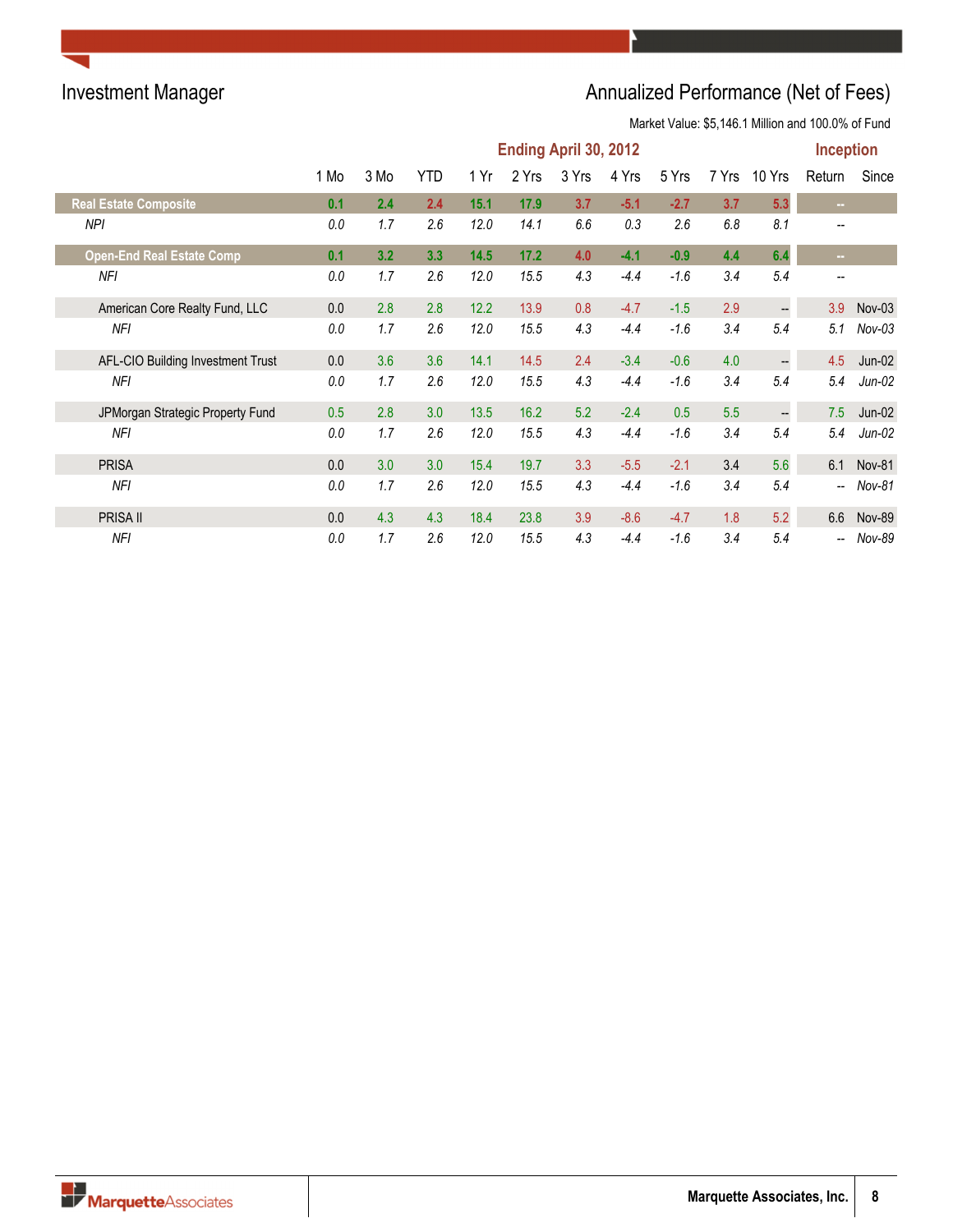## Investment Manager

## Annualized Performance (Net of Fees)

Market Value: $5,146.1 Million and 100.0% of Fund

| | Ending April 30, 2012 | | | | | | | | | | Inception | |
|---|---|---|---|---|---|---|---|---|---|---|---|---|
| | 1 Mo | 3 Mo | YTD | 1 Yr | 2 Yrs | 3 Yrs | 4 Yrs | 5 Yrs | 7 Yrs | 10 Yrs | Return | Since |
| **Real Estate Composite** | **0.1** | **2.4** | **2.4** | **15.1** | **17.9** | **3.7** | **-5.1** | **-2.7** | **3.7** | **5.3** | **--** | |
| *NPI* | *0.0* | *1.7* | *2.6* | *12.0* | *14.1* | *6.6* | *0.3* | *2.6* | *6.8* | *8.1* | *--* | |
| **Open-End Real Estate Comp** | **0.1** | **3.2** | **3.3** | **14.5** | **17.2** | **4.0** | **-4.1** | **-0.9** | **4.4** | **6.4** | **--** | |
| *NFI* | *0.0* | *1.7* | *2.6* | *12.0* | *15.5* | *4.3* | *-4.4* | *-1.6* | *3.4* | *5.4* | *--* | |
| American Core Realty Fund, LLC | 0.0 | 2.8 | 2.8 | 12.2 | 13.9 | 0.8 | -4.7 | -1.5 | 2.9 | -- | 3.9 | Nov-03 |
| *NFI* | *0.0* | *1.7* | *2.6* | *12.0* | *15.5* | *4.3* | *-4.4* | *-1.6* | *3.4* | *5.4* | *5.1* | *Nov-03* |
| AFL-CIO Building Investment Trust | 0.0 | 3.6 | 3.6 | 14.1 | 14.5 | 2.4 | -3.4 | -0.6 | 4.0 | -- | 4.5 | Jun-02 |
| *NFI* | *0.0* | *1.7* | *2.6* | *12.0* | *15.5* | *4.3* | *-4.4* | *-1.6* | *3.4* | *5.4* | *5.4* | *Jun-02* |
| JPMorgan Strategic Property Fund | 0.5 | 2.8 | 3.0 | 13.5 | 16.2 | 5.2 | -2.4 | 0.5 | 5.5 | -- | 7.5 | Jun-02 |
| *NFI* | *0.0* | *1.7* | *2.6* | *12.0* | *15.5* | *4.3* | *-4.4* | *-1.6* | *3.4* | *5.4* | *5.4* | *Jun-02* |
| PRISA | 0.0 | 3.0 | 3.0 | 15.4 | 19.7 | 3.3 | -5.5 | -2.1 | 3.4 | 5.6 | 6.1 | Nov-81 |
| *NFI* | *0.0* | *1.7* | *2.6* | *12.0* | *15.5* | *4.3* | *-4.4* | *-1.6* | *3.4* | *5.4* | *--* | *Nov-81* |
| PRISA II | 0.0 | 4.3 | 4.3 | 18.4 | 23.8 | 3.9 | -8.6 | -4.7 | 1.8 | 5.2 | 6.6 | Nov-89 |
| *NFI* | *0.0* | *1.7* | *2.6* | *12.0* | *15.5* | *4.3* | *-4.4* | *-1.6* | *3.4* | *5.4* | *--* | *Nov-89* |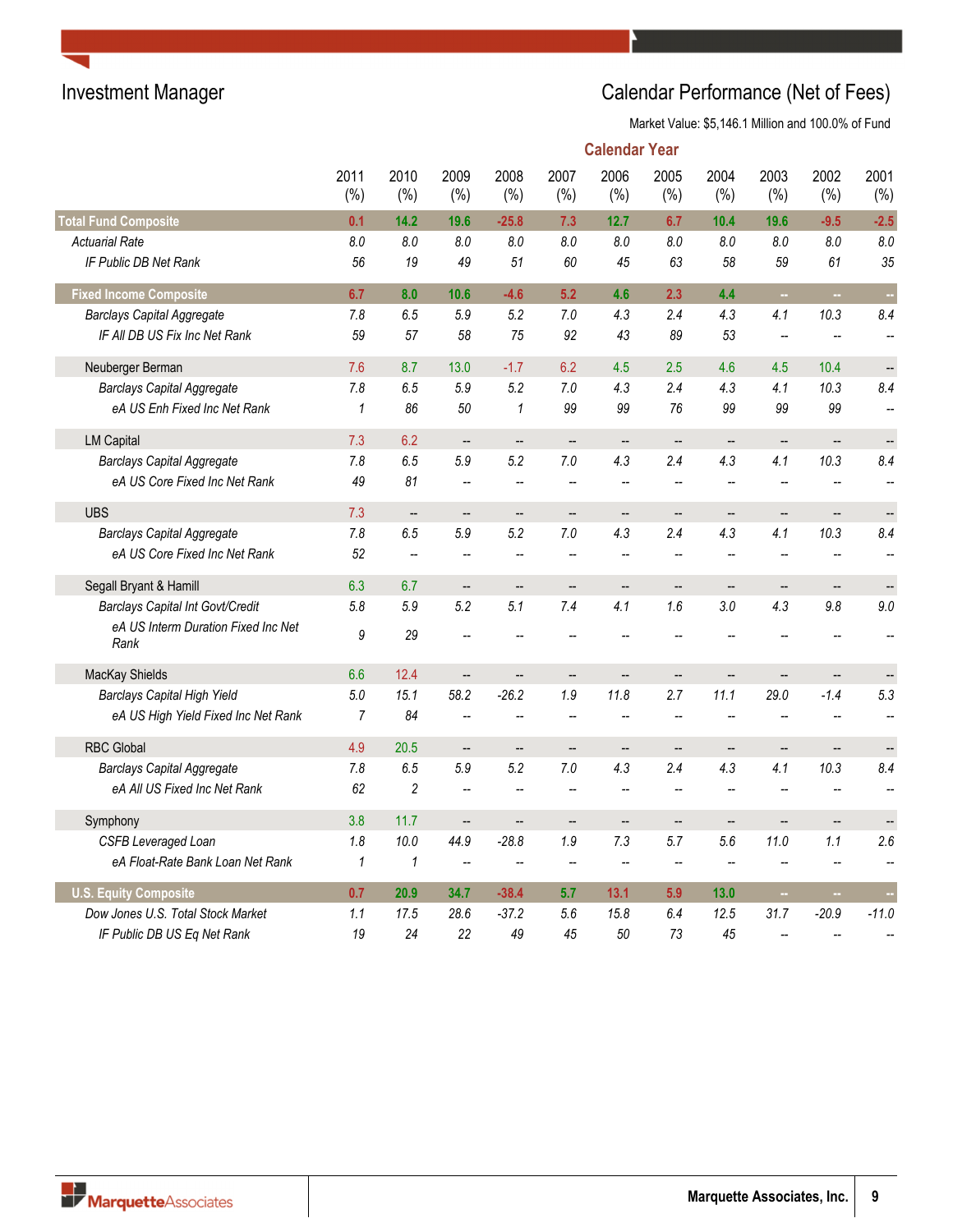# Investment Manager

## Calendar Performance (Net of Fees)

Market Value: $5,146.1 Million and 100.0% of Fund

| | Calendar Year | | | | | | | | | | |
|---|---|---|---|---|---|---|---|---|---|---|---|
| | 2011 (%) | 2010 (%) | 2009 (%) | 2008 (%) | 2007 (%) | 2006 (%) | 2005 (%) | 2004 (%) | 2003 (%) | 2002 (%) | 2001 (%) |
| **Total Fund Composite** | **0.1** | **14.2** | **19.6** | **-25.8** | **7.3** | **12.7** | **6.7** | **10.4** | **19.6** | **-9.5** | **-2.5** |
| *Actuarial Rate* | *8.0* | *8.0* | *8.0* | *8.0* | *8.0* | *8.0* | *8.0* | *8.0* | *8.0* | *8.0* | *8.0* |
| *IF Public DB Net Rank* | *56* | *19* | *49* | *51* | *60* | *45* | *63* | *58* | *59* | *61* | *35* |
| **Fixed Income Composite** | **6.7** | **8.0** | **10.6** | **-4.6** | **5.2** | **4.6** | **2.3** | **4.4** | **--** | **--** | **--** |
| *Barclays Capital Aggregate* | *7.8* | *6.5* | *5.9* | *5.2* | *7.0* | *4.3* | *2.4* | *4.3* | *4.1* | *10.3* | *8.4* |
| *IF All DB US Fix Inc Net Rank* | *59* | *57* | *58* | *75* | *92* | *43* | *89* | *53* | *--* | *--* | *--* |
| Neuberger Berman | 7.6 | 8.7 | 13.0 | -1.7 | 6.2 | 4.5 | 2.5 | 4.6 | 4.5 | 10.4 | -- |
| *Barclays Capital Aggregate* | *7.8* | *6.5* | *5.9* | *5.2* | *7.0* | *4.3* | *2.4* | *4.3* | *4.1* | *10.3* | *8.4* |
| *eA US Enh Fixed Inc Net Rank* | *1* | *86* | *50* | *1* | *99* | *99* | *76* | *99* | *99* | *99* | *--* |
| LM Capital | 7.3 | 6.2 | -- | -- | -- | -- | -- | -- | -- | -- | -- |
| *Barclays Capital Aggregate* | *7.8* | *6.5* | *5.9* | *5.2* | *7.0* | *4.3* | *2.4* | *4.3* | *4.1* | *10.3* | *8.4* |
| *eA US Core Fixed Inc Net Rank* | *49* | *81* | *--* | *--* | *--* | *--* | *--* | *--* | *--* | *--* | *--* |
| UBS | 7.3 | -- | -- | -- | -- | -- | -- | -- | -- | -- | -- |
| *Barclays Capital Aggregate* | *7.8* | *6.5* | *5.9* | *5.2* | *7.0* | *4.3* | *2.4* | *4.3* | *4.1* | *10.3* | *8.4* |
| *eA US Core Fixed Inc Net Rank* | *52* | *--* | *--* | *--* | *--* | *--* | *--* | *--* | *--* | *--* | *--* |
| Segall Bryant & Hamill | 6.3 | 6.7 | -- | -- | -- | -- | -- | -- | -- | -- | -- |
| *Barclays Capital Int Govt/Credit* | *5.8* | *5.9* | *5.2* | *5.1* | *7.4* | *4.1* | *1.6* | *3.0* | *4.3* | *9.8* | *9.0* |
| *eA US Interm Duration Fixed Inc Net Rank* | *9* | *29* | *--* | *--* | *--* | *--* | *--* | *--* | *--* | *--* | *--* |
| MacKay Shields | 6.6 | 12.4 | -- | -- | -- | -- | -- | -- | -- | -- | -- |
| *Barclays Capital High Yield* | *5.0* | *15.1* | *58.2* | *-26.2* | *1.9* | *11.8* | *2.7* | *11.1* | *29.0* | *-1.4* | *5.3* |
| *eA US High Yield Fixed Inc Net Rank* | *7* | *84* | *--* | *--* | *--* | *--* | *--* | *--* | *--* | *--* | *--* |
| RBC Global | 4.9 | 20.5 | -- | -- | -- | -- | -- | -- | -- | -- | -- |
| *Barclays Capital Aggregate* | *7.8* | *6.5* | *5.9* | *5.2* | *7.0* | *4.3* | *2.4* | *4.3* | *4.1* | *10.3* | *8.4* |
| *eA All US Fixed Inc Net Rank* | *62* | *2* | *--* | *--* | *--* | *--* | *--* | *--* | *--* | *--* | *--* |
| Symphony | 3.8 | 11.7 | -- | -- | -- | -- | -- | -- | -- | -- | -- |
| *CSFB Leveraged Loan* | *1.8* | *10.0* | *44.9* | *-28.8* | *1.9* | *7.3* | *5.7* | *5.6* | *11.0* | *1.1* | *2.6* |
| *eA Float-Rate Bank Loan Net Rank* | *1* | *1* | *--* | *--* | *--* | *--* | *--* | *--* | *--* | *--* | *--* |
| **U.S. Equity Composite** | **0.7** | **20.9** | **34.7** | **-38.4** | **5.7** | **13.1** | **5.9** | **13.0** | **--** | **--** | **--** |
| *Dow Jones U.S. Total Stock Market* | *1.1* | *17.5* | *28.6* | *-37.2* | *5.6* | *15.8* | *6.4* | *12.5* | *31.7* | *-20.9* | *-11.0* |
| *IF Public DB US Eq Net Rank* | *19* | *24* | *22* | *49* | *45* | *50* | *73* | *45* | *--* | *--* | *--* |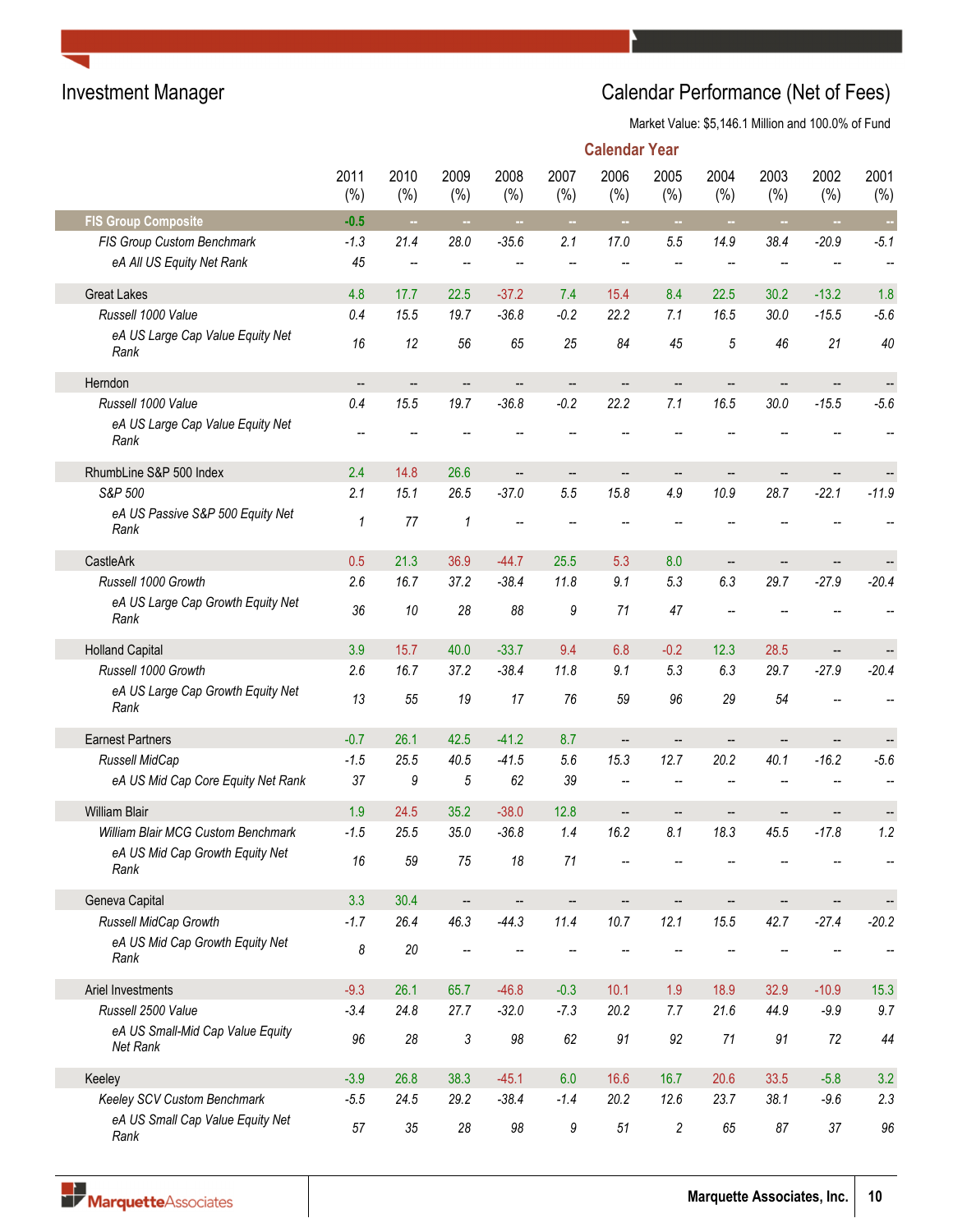# Investment Manager

# Calendar Performance (Net of Fees)

Market Value: $5,146.1 Million and 100.0% of Fund

| | Calendar Year | | | | | | | | | | |
|---|---|---|---|---|---|---|---|---|---|---|---|
| | 2011 (%) | 2010 (%) | 2009 (%) | 2008 (%) | 2007 (%) | 2006 (%) | 2005 (%) | 2004 (%) | 2003 (%) | 2002 (%) | 2001 (%) |
| **FIS Group Composite** | -0.5 | -- | -- | -- | -- | -- | -- | -- | -- | -- | -- |
| *FIS Group Custom Benchmark* | -1.3 | 21.4 | 28.0 | -35.6 | 2.1 | 17.0 | 5.5 | 14.9 | 38.4 | -20.9 | -5.1 |
| *eA All US Equity Net Rank* | 45 | -- | -- | -- | -- | -- | -- | -- | -- | -- | -- |
| Great Lakes | 4.8 | 17.7 | 22.5 | -37.2 | 7.4 | 15.4 | 8.4 | 22.5 | 30.2 | -13.2 | 1.8 |
| *Russell 1000 Value* | 0.4 | 15.5 | 19.7 | -36.8 | -0.2 | 22.2 | 7.1 | 16.5 | 30.0 | -15.5 | -5.6 |
| *eA US Large Cap Value Equity Net Rank* | 16 | 12 | 56 | 65 | 25 | 84 | 45 | 5 | 46 | 21 | 40 |
| Herndon | -- | -- | -- | -- | -- | -- | -- | -- | -- | -- | -- |
| *Russell 1000 Value* | 0.4 | 15.5 | 19.7 | -36.8 | -0.2 | 22.2 | 7.1 | 16.5 | 30.0 | -15.5 | -5.6 |
| *eA US Large Cap Value Equity Net Rank* | -- | -- | -- | -- | -- | -- | -- | -- | -- | -- | -- |
| RhumbLine S&P 500 Index | 2.4 | 14.8 | 26.6 | -- | -- | -- | -- | -- | -- | -- | -- |
| *S&P 500* | 2.1 | 15.1 | 26.5 | -37.0 | 5.5 | 15.8 | 4.9 | 10.9 | 28.7 | -22.1 | -11.9 |
| *eA US Passive S&P 500 Equity Net Rank* | 1 | 77 | 1 | -- | -- | -- | -- | -- | -- | -- | -- |
| CastleArk | 0.5 | 21.3 | 36.9 | -44.7 | 25.5 | 5.3 | 8.0 | -- | -- | -- | -- |
| *Russell 1000 Growth* | 2.6 | 16.7 | 37.2 | -38.4 | 11.8 | 9.1 | 5.3 | 6.3 | 29.7 | -27.9 | -20.4 |
| *eA US Large Cap Growth Equity Net Rank* | 36 | 10 | 28 | 88 | 9 | 71 | 47 | -- | -- | -- | -- |
| Holland Capital | 3.9 | 15.7 | 40.0 | -33.7 | 9.4 | 6.8 | -0.2 | 12.3 | 28.5 | -- | -- |
| *Russell 1000 Growth* | 2.6 | 16.7 | 37.2 | -38.4 | 11.8 | 9.1 | 5.3 | 6.3 | 29.7 | -27.9 | -20.4 |
| *eA US Large Cap Growth Equity Net Rank* | 13 | 55 | 19 | 17 | 76 | 59 | 96 | 29 | 54 | -- | -- |
| Earnest Partners | -0.7 | 26.1 | 42.5 | -41.2 | 8.7 | -- | -- | -- | -- | -- | -- |
| *Russell MidCap* | -1.5 | 25.5 | 40.5 | -41.5 | 5.6 | 15.3 | 12.7 | 20.2 | 40.1 | -16.2 | -5.6 |
| *eA US Mid Cap Core Equity Net Rank* | 37 | 9 | 5 | 62 | 39 | -- | -- | -- | -- | -- | -- |
| William Blair | 1.9 | 24.5 | 35.2 | -38.0 | 12.8 | -- | -- | -- | -- | -- | -- |
| *William Blair MCG Custom Benchmark* | -1.5 | 25.5 | 35.0 | -36.8 | 1.4 | 16.2 | 8.1 | 18.3 | 45.5 | -17.8 | 1.2 |
| *eA US Mid Cap Growth Equity Net Rank* | 16 | 59 | 75 | 18 | 71 | -- | -- | -- | -- | -- | -- |
| Geneva Capital | 3.3 | 30.4 | -- | -- | -- | -- | -- | -- | -- | -- | -- |
| *Russell MidCap Growth* | -1.7 | 26.4 | 46.3 | -44.3 | 11.4 | 10.7 | 12.1 | 15.5 | 42.7 | -27.4 | -20.2 |
| *eA US Mid Cap Growth Equity Net Rank* | 8 | 20 | -- | -- | -- | -- | -- | -- | -- | -- | -- |
| Ariel Investments | -9.3 | 26.1 | 65.7 | -46.8 | -0.3 | 10.1 | 1.9 | 18.9 | 32.9 | -10.9 | 15.3 |
| *Russell 2500 Value* | -3.4 | 24.8 | 27.7 | -32.0 | -7.3 | 20.2 | 7.7 | 21.6 | 44.9 | -9.9 | 9.7 |
| *eA US Small-Mid Cap Value Equity Net Rank* | 96 | 28 | 3 | 98 | 62 | 91 | 92 | 71 | 91 | 72 | 44 |
| Keeley | -3.9 | 26.8 | 38.3 | -45.1 | 6.0 | 16.6 | 16.7 | 20.6 | 33.5 | -5.8 | 3.2 |
| *Keeley SCV Custom Benchmark* | -5.5 | 24.5 | 29.2 | -38.4 | -1.4 | 20.2 | 12.6 | 23.7 | 38.1 | -9.6 | 2.3 |
| *eA US Small Cap Value Equity Net Rank* | 57 | 35 | 28 | 98 | 9 | 51 | 2 | 65 | 87 | 37 | 96 |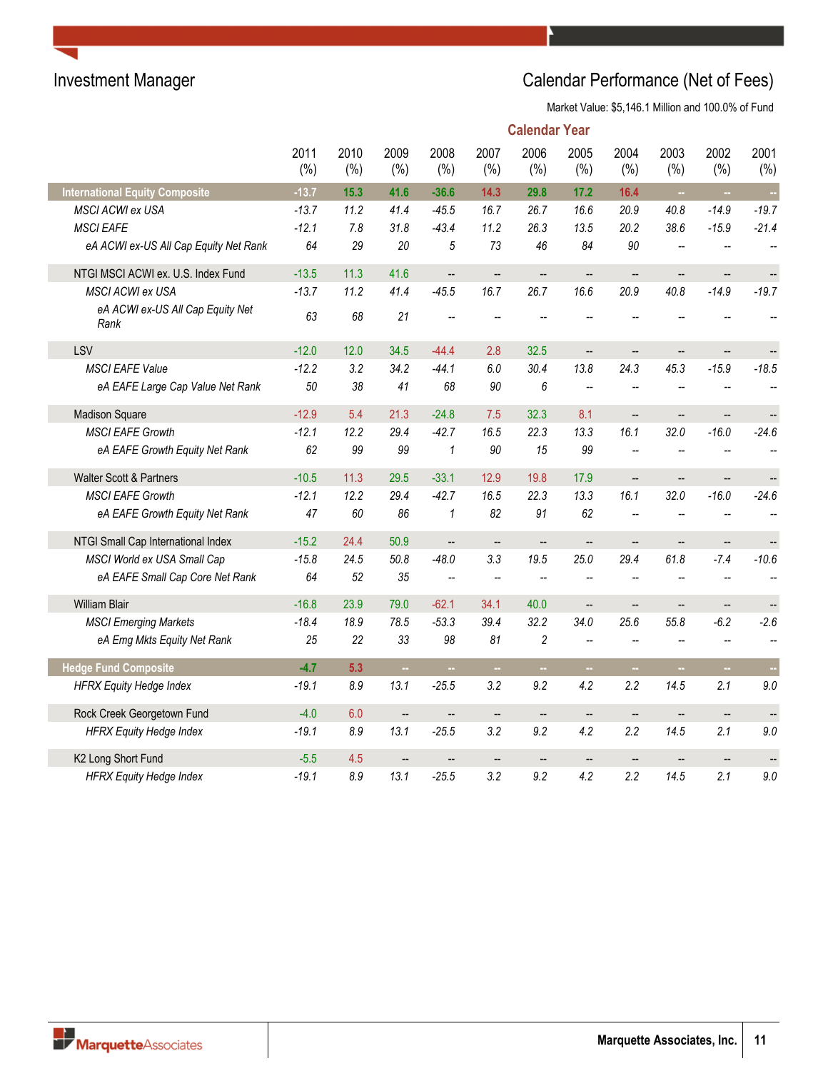## Investment Manager

## Calendar Performance (Net of Fees)

Market Value: $5,146.1 Million and 100.0% of Fund

| | 2011 (%) | 2010 (%) | 2009 (%) | 2008 (%) | 2007 (%) | 2006 (%) | 2005 (%) | 2004 (%) | 2003 (%) | 2002 (%) | 2001 (%) |
|---|---|---|---|---|---|---|---|---|---|---|---|
| **International Equity Composite** | -13.7 | 15.3 | 41.6 | -36.6 | 14.3 | 29.8 | 17.2 | 16.4 | -- | -- | -- |
| *MSCI ACWI ex USA* | -13.7 | 11.2 | 41.4 | -45.5 | 16.7 | 26.7 | 16.6 | 20.9 | 40.8 | -14.9 | -19.7 |
| *MSCI EAFE* | -12.1 | 7.8 | 31.8 | -43.4 | 11.2 | 26.3 | 13.5 | 20.2 | 38.6 | -15.9 | -21.4 |
| *eA ACWI ex-US All Cap Equity Net Rank* | 64 | 29 | 20 | 5 | 73 | 46 | 84 | 90 | -- | -- | -- |
| NTGI MSCI ACWI ex. U.S. Index Fund | -13.5 | 11.3 | 41.6 | -- | -- | -- | -- | -- | -- | -- | -- |
| *MSCI ACWI ex USA* | -13.7 | 11.2 | 41.4 | -45.5 | 16.7 | 26.7 | 16.6 | 20.9 | 40.8 | -14.9 | -19.7 |
| *eA ACWI ex-US All Cap Equity Net Rank* | 63 | 68 | 21 | -- | -- | -- | -- | -- | -- | -- | -- |
| LSV | -12.0 | 12.0 | 34.5 | -44.4 | 2.8 | 32.5 | -- | -- | -- | -- | -- |
| *MSCI EAFE Value* | -12.2 | 3.2 | 34.2 | -44.1 | 6.0 | 30.4 | 13.8 | 24.3 | 45.3 | -15.9 | -18.5 |
| *eA EAFE Large Cap Value Net Rank* | 50 | 38 | 41 | 68 | 90 | 6 | -- | -- | -- | -- | -- |
| Madison Square | -12.9 | 5.4 | 21.3 | -24.8 | 7.5 | 32.3 | 8.1 | -- | -- | -- | -- |
| *MSCI EAFE Growth* | -12.1 | 12.2 | 29.4 | -42.7 | 16.5 | 22.3 | 13.3 | 16.1 | 32.0 | -16.0 | -24.6 |
| *eA EAFE Growth Equity Net Rank* | 62 | 99 | 99 | 1 | 90 | 15 | 99 | -- | -- | -- | -- |
| Walter Scott & Partners | -10.5 | 11.3 | 29.5 | -33.1 | 12.9 | 19.8 | 17.9 | -- | -- | -- | -- |
| *MSCI EAFE Growth* | -12.1 | 12.2 | 29.4 | -42.7 | 16.5 | 22.3 | 13.3 | 16.1 | 32.0 | -16.0 | -24.6 |
| *eA EAFE Growth Equity Net Rank* | 47 | 60 | 86 | 1 | 82 | 91 | 62 | -- | -- | -- | -- |
| NTGI Small Cap International Index | -15.2 | 24.4 | 50.9 | -- | -- | -- | -- | -- | -- | -- | -- |
| *MSCI World ex USA Small Cap* | -15.8 | 24.5 | 50.8 | -48.0 | 3.3 | 19.5 | 25.0 | 29.4 | 61.8 | -7.4 | -10.6 |
| *eA EAFE Small Cap Core Net Rank* | 64 | 52 | 35 | -- | -- | -- | -- | -- | -- | -- | -- |
| William Blair | -16.8 | 23.9 | 79.0 | -62.1 | 34.1 | 40.0 | -- | -- | -- | -- | -- |
| *MSCI Emerging Markets* | -18.4 | 18.9 | 78.5 | -53.3 | 39.4 | 32.2 | 34.0 | 25.6 | 55.8 | -6.2 | -2.6 |
| *eA Emg Mkts Equity Net Rank* | 25 | 22 | 33 | 98 | 81 | 2 | -- | -- | -- | -- | -- |
| **Hedge Fund Composite** | -4.7 | 5.3 | -- | -- | -- | -- | -- | -- | -- | -- | -- |
| *HFRX Equity Hedge Index* | -19.1 | 8.9 | 13.1 | -25.5 | 3.2 | 9.2 | 4.2 | 2.2 | 14.5 | 2.1 | 9.0 |
| Rock Creek Georgetown Fund | -4.0 | 6.0 | -- | -- | -- | -- | -- | -- | -- | -- | -- |
| *HFRX Equity Hedge Index* | -19.1 | 8.9 | 13.1 | -25.5 | 3.2 | 9.2 | 4.2 | 2.2 | 14.5 | 2.1 | 9.0 |
| K2 Long Short Fund | -5.5 | 4.5 | -- | -- | -- | -- | -- | -- | -- | -- | -- |
| *HFRX Equity Hedge Index* | -19.1 | 8.9 | 13.1 | -25.5 | 3.2 | 9.2 | 4.2 | 2.2 | 14.5 | 2.1 | 9.0 |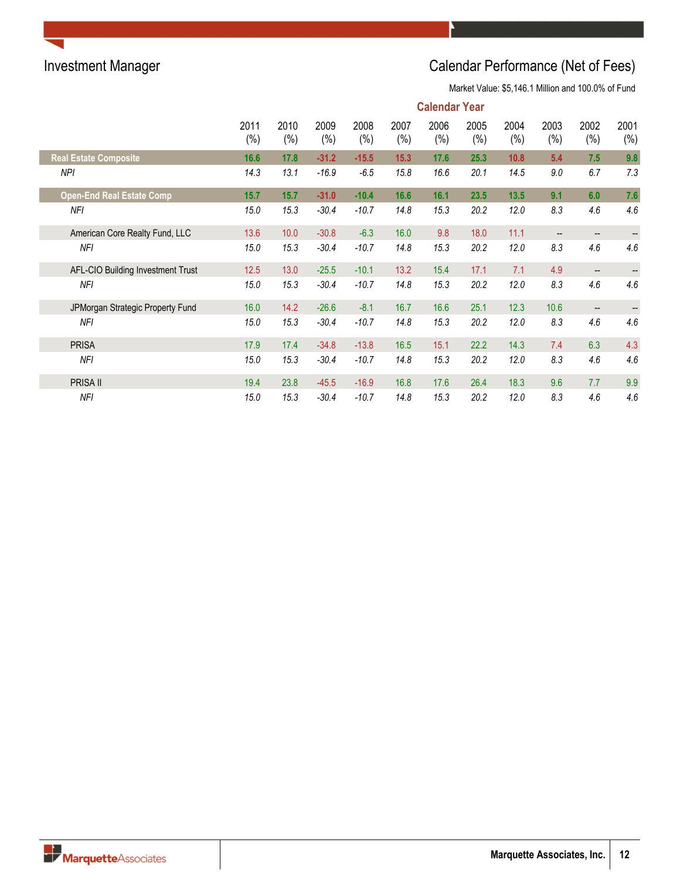## Investment Manager

## Calendar Performance (Net of Fees)

Market Value: $5,146.1 Million and 100.0% of Fund

| | Calendar Year | | | | | | | | | | |
|---|---|---|---|---|---|---|---|---|---|---|---|
| | 2011 (%) | 2010 (%) | 2009 (%) | 2008 (%) | 2007 (%) | 2006 (%) | 2005 (%) | 2004 (%) | 2003 (%) | 2002 (%) | 2001 (%) |
| **Real Estate Composite** | **16.6** | **17.8** | **-31.2** | **-15.5** | **15.3** | **17.6** | **25.3** | **10.8** | **5.4** | **7.5** | **9.8** |
| *NPI* | *14.3* | *13.1* | *-16.9* | *-6.5* | *15.8* | *16.6* | *20.1* | *14.5* | *9.0* | *6.7* | *7.3* |
| **Open-End Real Estate Comp** | **15.7** | **15.7** | **-31.0** | **-10.4** | **16.6** | **16.1** | **23.5** | **13.5** | **9.1** | **6.0** | **7.6** |
| *NFI* | *15.0* | *15.3* | *-30.4* | *-10.7* | *14.8* | *15.3* | *20.2* | *12.0* | *8.3* | *4.6* | *4.6* |
| American Core Realty Fund, LLC | 13.6 | 10.0 | -30.8 | -6.3 | 16.0 | 9.8 | 18.0 | 11.1 | -- | -- | -- |
| *NFI* | *15.0* | *15.3* | *-30.4* | *-10.7* | *14.8* | *15.3* | *20.2* | *12.0* | *8.3* | *4.6* | *4.6* |
| AFL-CIO Building Investment Trust | 12.5 | 13.0 | -25.5 | -10.1 | 13.2 | 15.4 | 17.1 | 7.1 | 4.9 | -- | -- |
| *NFI* | *15.0* | *15.3* | *-30.4* | *-10.7* | *14.8* | *15.3* | *20.2* | *12.0* | *8.3* | *4.6* | *4.6* |
| JPMorgan Strategic Property Fund | 16.0 | 14.2 | -26.6 | -8.1 | 16.7 | 16.6 | 25.1 | 12.3 | 10.6 | -- | -- |
| *NFI* | *15.0* | *15.3* | *-30.4* | *-10.7* | *14.8* | *15.3* | *20.2* | *12.0* | *8.3* | *4.6* | *4.6* |
| PRISA | 17.9 | 17.4 | -34.8 | -13.8 | 16.5 | 15.1 | 22.2 | 14.3 | 7.4 | 6.3 | 4.3 |
| *NFI* | *15.0* | *15.3* | *-30.4* | *-10.7* | *14.8* | *15.3* | *20.2* | *12.0* | *8.3* | *4.6* | *4.6* |
| PRISA II | 19.4 | 23.8 | -45.5 | -16.9 | 16.8 | 17.6 | 26.4 | 18.3 | 9.6 | 7.7 | 9.9 |
| *NFI* | *15.0* | *15.3* | *-30.4* | *-10.7* | *14.8* | *15.3* | *20.2* | *12.0* | *8.3* | *4.6* | *4.6* |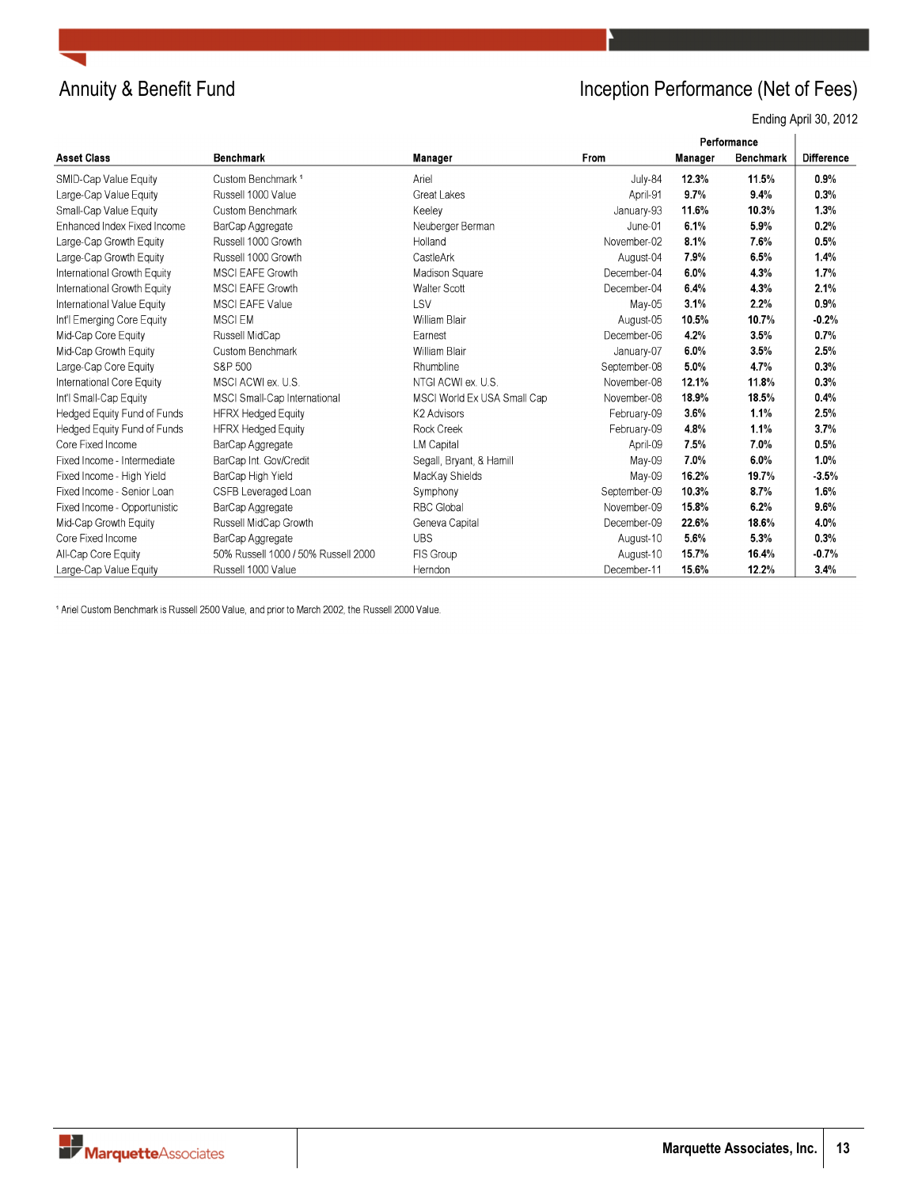# Annuity & Benefit Fund

## Inception Performance (Net of Fees)

Ending April 30, 2012

| Asset Class | Benchmark | Manager | From | Performance Manager | Performance Benchmark | Difference |
|---|---|---|---|---|---|---|
| SMID-Cap Value Equity | Custom Benchmark [1] | Ariel | July-84 | 12.3% | 11.5% | 0.9% |
| Large-Cap Value Equity | Russell 1000 Value | Great Lakes | April-91 | 9.7% | 9.4% | 0.3% |
| Small-Cap Value Equity | Custom Benchmark | Keeley | January-93 | 11.6% | 10.3% | 1.3% |
| Enhanced Index Fixed Income | BarCap Aggregate | Neuberger Berman | June-01 | 6.1% | 5.9% | 0.2% |
| Large-Cap Growth Equity | Russell 1000 Growth | Holland | November-02 | 8.1% | 7.6% | 0.5% |
| Large-Cap Growth Equity | Russell 1000 Growth | CastleArk | August-04 | 7.9% | 6.5% | 1.4% |
| International Growth Equity | MSCI EAFE Growth | Madison Square | December-04 | 6.0% | 4.3% | 1.7% |
| International Growth Equity | MSCI EAFE Growth | Walter Scott | December-04 | 6.4% | 4.3% | 2.1% |
| International Value Equity | MSCI EAFE Value | LSV | May-05 | 3.1% | 2.2% | 0.9% |
| Int'l Emerging Core Equity | MSCI EM | William Blair | August-05 | 10.5% | 10.7% | -0.2% |
| Mid-Cap Core Equity | Russell MidCap | Earnest | December-06 | 4.2% | 3.5% | 0.7% |
| Mid-Cap Growth Equity | Custom Benchmark | William Blair | January-07 | 6.0% | 3.5% | 2.5% |
| Large-Cap Core Equity | S&P 500 | Rhumbline | September-08 | 5.0% | 4.7% | 0.3% |
| International Core Equity | MSCI ACWI ex. U.S. | NTGI ACWI ex. U.S. | November-08 | 12.1% | 11.8% | 0.3% |
| Int'l Small-Cap Equity | MSCI Small-Cap International | MSCI World Ex USA Small Cap | November-08 | 18.9% | 18.5% | 0.4% |
| Hedged Equity Fund of Funds | HFRX Hedged Equity | K2 Advisors | February-09 | 3.6% | 1.1% | 2.5% |
| Hedged Equity Fund of Funds | HFRX Hedged Equity | Rock Creek | February-09 | 4.8% | 1.1% | 3.7% |
| Core Fixed Income | BarCap Aggregate | LM Capital | April-09 | 7.5% | 7.0% | 0.5% |
| Fixed Income - Intermediate | BarCap Int. Gov/Credit | Segall, Bryant, & Hamill | May-09 | 7.0% | 6.0% | 1.0% |
| Fixed Income - High Yield | BarCap High Yield | MacKay Shields | May-09 | 16.2% | 19.7% | -3.5% |
| Fixed Income - Senior Loan | CSFB Leveraged Loan | Symphony | September-09 | 10.3% | 8.7% | 1.6% |
| Fixed Income - Opportunistic | BarCap Aggregate | RBC Global | November-09 | 15.8% | 6.2% | 9.6% |
| Mid-Cap Growth Equity | Russell MidCap Growth | Geneva Capital | December-09 | 22.6% | 18.6% | 4.0% |
| Core Fixed Income | BarCap Aggregate | UBS | August-10 | 5.6% | 5.3% | 0.3% |
| All-Cap Core Equity | 50% Russell 1000 / 50% Russell 2000 | FIS Group | August-10 | 15.7% | 16.4% | -0.7% |
| Large-Cap Value Equity | Russell 1000 Value | Herndon | December-11 | 15.6% | 12.2% | 3.4% |

[1] Ariel Custom Benchmark is Russell 2500 Value, and prior to March 2002, the Russell 2000 Value.